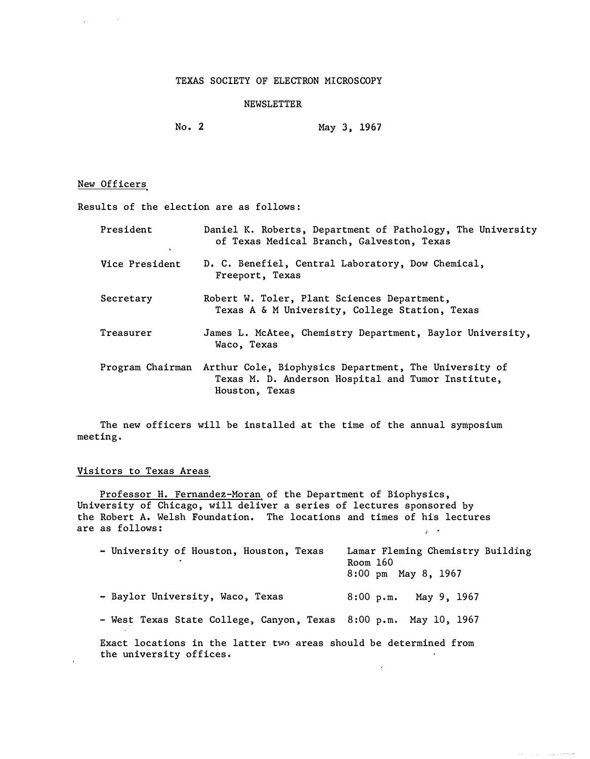# TEXAS SOCIETY OF ELECTRON MICROSCOPY

## NEWSLETTER

No. 2 May 3, 1967

### New Officers

Results of the election are as follows:

| | |
|---|---|
| President | Daniel K. Roberts, Department of Pathology, The University of Texas Medical Branch, Galveston, Texas |
| Vice President | D. C. Benefiel, Central Laboratory, Dow Chemical, Freeport, Texas |
| Secretary | Robert W. Toler, Plant Sciences Department, Texas A & M University, College Station, Texas |
| Treasurer | James L. McAtee, Chemistry Department, Baylor University, Waco, Texas |
| Program Chairman | Arthur Cole, Biophysics Department, The University of Texas M. D. Anderson Hospital and Tumor Institute, Houston, Texas |

The new officers will be installed at the time of the annual symposium meeting.

### Visitors to Texas Areas

Professor H. Fernandez-Moran of the Department of Biophysics, University of Chicago, will deliver a series of lectures sponsored by the Robert A. Welsh Foundation. The locations and times of his lectures are as follows:

- University of Houston, Houston, Texas — Lamar Fleming Chemistry Building Room 160, 8:00 pm May 8, 1967
- Baylor University, Waco, Texas — 8:00 p.m. May 9, 1967
- West Texas State College, Canyon, Texas — 8:00 p.m. May 10, 1967

Exact locations in the latter two areas should be determined from the university offices.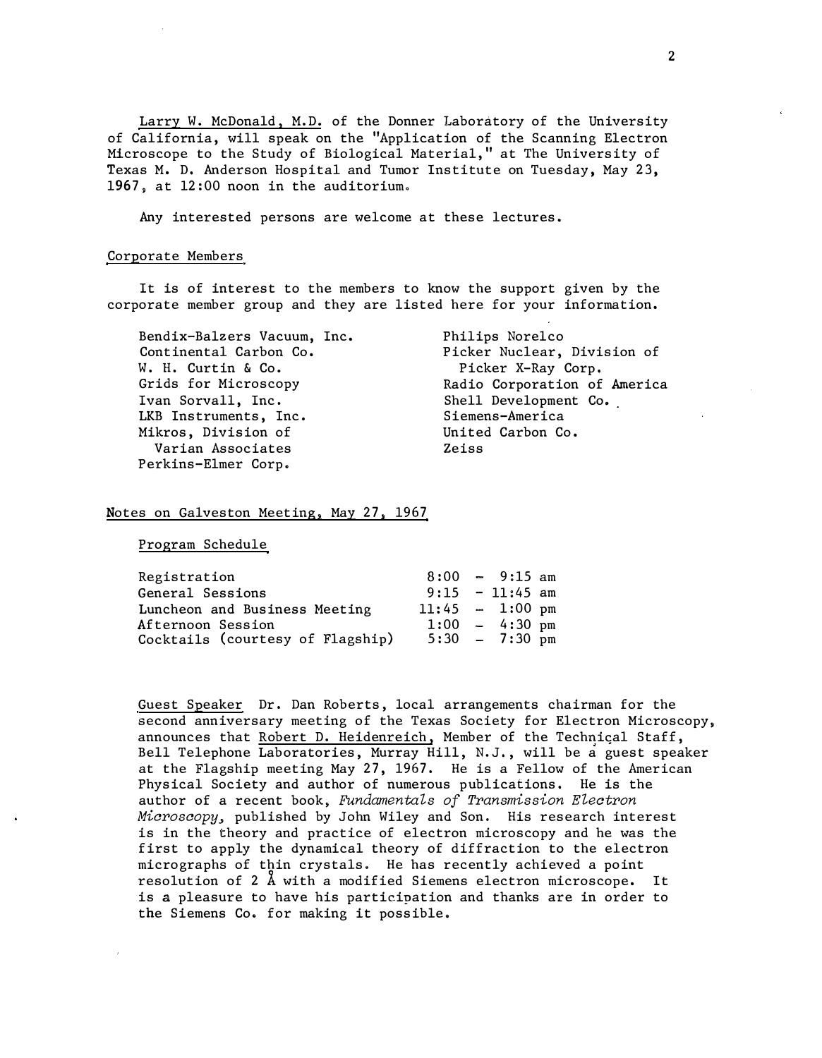Larry W. McDonald, M.D. of the Donner Laboratory of the University of California, will speak on the "Application of the Scanning Electron Microscope to the Study of Biological Material," at The University of Texas M. D. Anderson Hospital and Tumor Institute on Tuesday, May 23, 1967, at 12:00 noon in the auditorium.

Any interested persons are welcome at these lectures.

## Corporate Members

It is of interest to the members to know the support given by the corporate member group and they are listed here for your information.

- Bendix-Balzers Vacuum, Inc.
- Continental Carbon Co.
- W. H. Curtin & Co.
- Grids for Microscopy
- Ivan Sorvall, Inc.
- LKB Instruments, Inc.
- Mikros, Division of Varian Associates
- Perkins-Elmer Corp.
- Philips Norelco
- Picker Nuclear, Division of Picker X-Ray Corp.
- Radio Corporation of America
- Shell Development Co.
- Siemens-America
- United Carbon Co.
- Zeiss

## Notes on Galveston Meeting, May 27, 1967

### Program Schedule

| | |
|---|---|
| Registration | 8:00 – 9:15 am |
| General Sessions | 9:15 – 11:45 am |
| Luncheon and Business Meeting | 11:45 – 1:00 pm |
| Afternoon Session | 1:00 – 4:30 pm |
| Cocktails (courtesy of Flagship) | 5:30 – 7:30 pm |

Guest Speaker Dr. Dan Roberts, local arrangements chairman for the second anniversary meeting of the Texas Society for Electron Microscopy, announces that Robert D. Heidenreich, Member of the Technical Staff, Bell Telephone Laboratories, Murray Hill, N.J., will be a guest speaker at the Flagship meeting May 27, 1967. He is a Fellow of the American Physical Society and author of numerous publications. He is the author of a recent book, *Fundamentals of Transmission Electron Microscopy*, published by John Wiley and Son. His research interest is in the theory and practice of electron microscopy and he was the first to apply the dynamical theory of diffraction to the electron micrographs of thin crystals. He has recently achieved a point resolution of 2 Å with a modified Siemens electron microscope. It is a pleasure to have his participation and thanks are in order to the Siemens Co. for making it possible.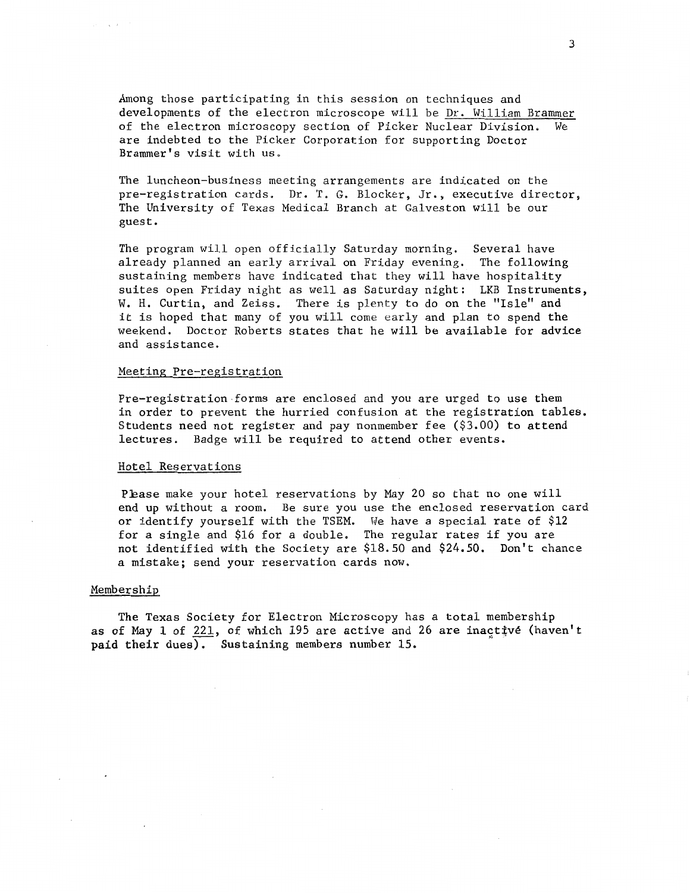Among those participating in this session on techniques and developments of the electron microscope will be Dr. William Brammer of the electron microscopy section of Picker Nuclear Division. We are indebted to the Picker Corporation for supporting Doctor Brammer's visit with us.

The luncheon-business meeting arrangements are indicated on the pre-registration cards. Dr. T. G. Blocker, Jr., executive director, The University of Texas Medical Branch at Galveston will be our guest.

The program will open officially Saturday morning. Several have already planned an early arrival on Friday evening. The following sustaining members have indicated that they will have hospitality suites open Friday night as well as Saturday night: LKB Instruments, W. H. Curtin, and Zeiss. There is plenty to do on the "Isle" and it is hoped that many of you will come early and plan to spend the weekend. Doctor Roberts states that he will be available for advice and assistance.

Meeting Pre-registration

Pre-registration forms are enclosed and you are urged to use them in order to prevent the hurried confusion at the registration tables. Students need not register and pay nonmember fee ($3.00) to attend lectures. Badge will be required to attend other events.

Hotel Reservations

Please make your hotel reservations by May 20 so that no one will end up without a room. Be sure you use the enclosed reservation card or identify yourself with the TSEM. We have a special rate of $12 for a single and $16 for a double. The regular rates if you are not identified with the Society are $18.50 and $24.50. Don't chance a mistake; send your reservation cards now.

Membership

The Texas Society for Electron Microscopy has a total membership as of May 1 of 221, of which 195 are active and 26 are inactive (haven't paid their dues). Sustaining members number 15.